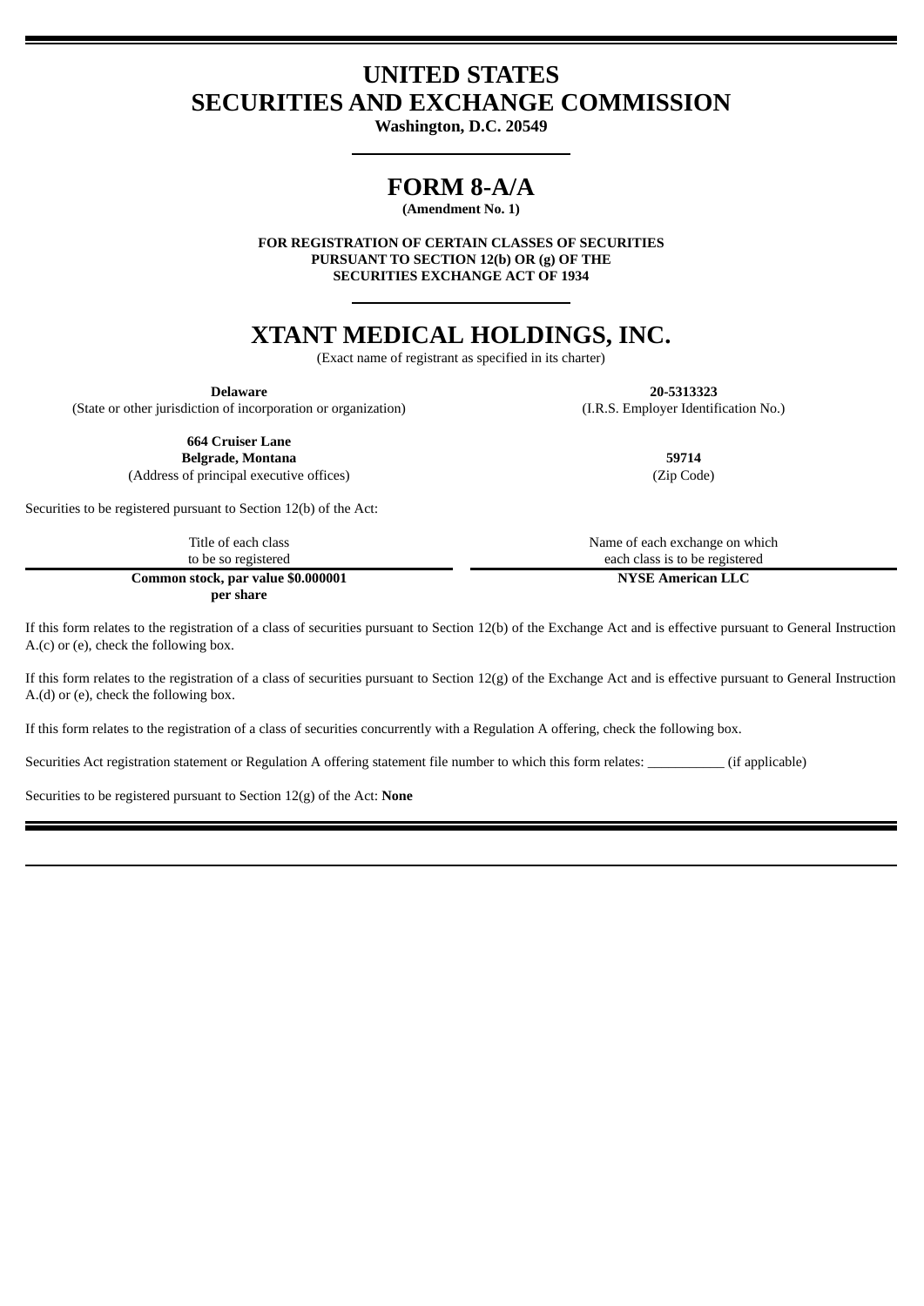# UNITED STATES
# SECURITIES AND EXCHANGE COMMISSION

**Washington, D.C. 20549**

## FORM 8-A/A

**(Amendment No. 1)**

**FOR REGISTRATION OF CERTAIN CLASSES OF SECURITIES
PURSUANT TO SECTION 12(b) OR (g) OF THE
SECURITIES EXCHANGE ACT OF 1934**

# XTANT MEDICAL HOLDINGS, INC.

(Exact name of registrant as specified in its charter)

| **Delaware** | **20-5313323** |
|---|---|
| (State or other jurisdiction of incorporation or organization) | (I.R.S. Employer Identification No.) |
| **664 Cruiser Lane**<br>**Belgrade, Montana** | **59714** |
| (Address of principal executive offices) | (Zip Code) |

Securities to be registered pursuant to Section 12(b) of the Act:

| Title of each class to be so registered | Name of each exchange on which each class is to be registered |
|---|---|
| **Common stock, par value $0.000001 per share** | **NYSE American LLC** |

If this form relates to the registration of a class of securities pursuant to Section 12(b) of the Exchange Act and is effective pursuant to General Instruction A.(c) or (e), check the following box.

If this form relates to the registration of a class of securities pursuant to Section 12(g) of the Exchange Act and is effective pursuant to General Instruction A.(d) or (e), check the following box.

If this form relates to the registration of a class of securities concurrently with a Regulation A offering, check the following box.

Securities Act registration statement or Regulation A offering statement file number to which this form relates: ___________ (if applicable)

Securities to be registered pursuant to Section 12(g) of the Act: **None**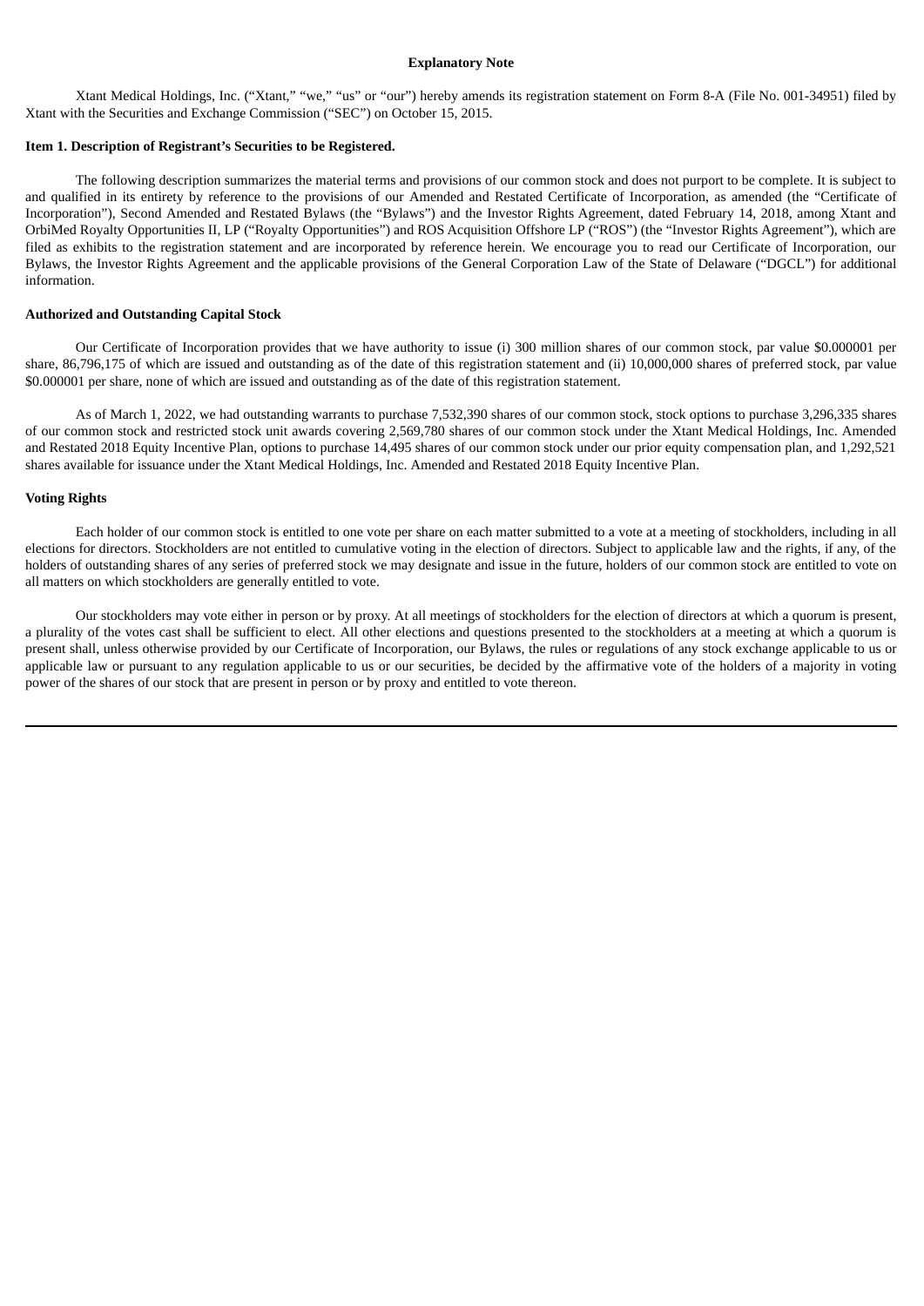**Explanatory Note**

Xtant Medical Holdings, Inc. ("Xtant," "we," "us" or "our") hereby amends its registration statement on Form 8-A (File No. 001-34951) filed by Xtant with the Securities and Exchange Commission ("SEC") on October 15, 2015.

**Item 1. Description of Registrant's Securities to be Registered.**

The following description summarizes the material terms and provisions of our common stock and does not purport to be complete. It is subject to and qualified in its entirety by reference to the provisions of our Amended and Restated Certificate of Incorporation, as amended (the "Certificate of Incorporation"), Second Amended and Restated Bylaws (the "Bylaws") and the Investor Rights Agreement, dated February 14, 2018, among Xtant and OrbiMed Royalty Opportunities II, LP ("Royalty Opportunities") and ROS Acquisition Offshore LP ("ROS") (the "Investor Rights Agreement"), which are filed as exhibits to the registration statement and are incorporated by reference herein. We encourage you to read our Certificate of Incorporation, our Bylaws, the Investor Rights Agreement and the applicable provisions of the General Corporation Law of the State of Delaware ("DGCL") for additional information.

**Authorized and Outstanding Capital Stock**

Our Certificate of Incorporation provides that we have authority to issue (i) 300 million shares of our common stock, par value $0.000001 per share, 86,796,175 of which are issued and outstanding as of the date of this registration statement and (ii) 10,000,000 shares of preferred stock, par value $0.000001 per share, none of which are issued and outstanding as of the date of this registration statement.

As of March 1, 2022, we had outstanding warrants to purchase 7,532,390 shares of our common stock, stock options to purchase 3,296,335 shares of our common stock and restricted stock unit awards covering 2,569,780 shares of our common stock under the Xtant Medical Holdings, Inc. Amended and Restated 2018 Equity Incentive Plan, options to purchase 14,495 shares of our common stock under our prior equity compensation plan, and 1,292,521 shares available for issuance under the Xtant Medical Holdings, Inc. Amended and Restated 2018 Equity Incentive Plan.

**Voting Rights**

Each holder of our common stock is entitled to one vote per share on each matter submitted to a vote at a meeting of stockholders, including in all elections for directors. Stockholders are not entitled to cumulative voting in the election of directors. Subject to applicable law and the rights, if any, of the holders of outstanding shares of any series of preferred stock we may designate and issue in the future, holders of our common stock are entitled to vote on all matters on which stockholders are generally entitled to vote.

Our stockholders may vote either in person or by proxy. At all meetings of stockholders for the election of directors at which a quorum is present, a plurality of the votes cast shall be sufficient to elect. All other elections and questions presented to the stockholders at a meeting at which a quorum is present shall, unless otherwise provided by our Certificate of Incorporation, our Bylaws, the rules or regulations of any stock exchange applicable to us or applicable law or pursuant to any regulation applicable to us or our securities, be decided by the affirmative vote of the holders of a majority in voting power of the shares of our stock that are present in person or by proxy and entitled to vote thereon.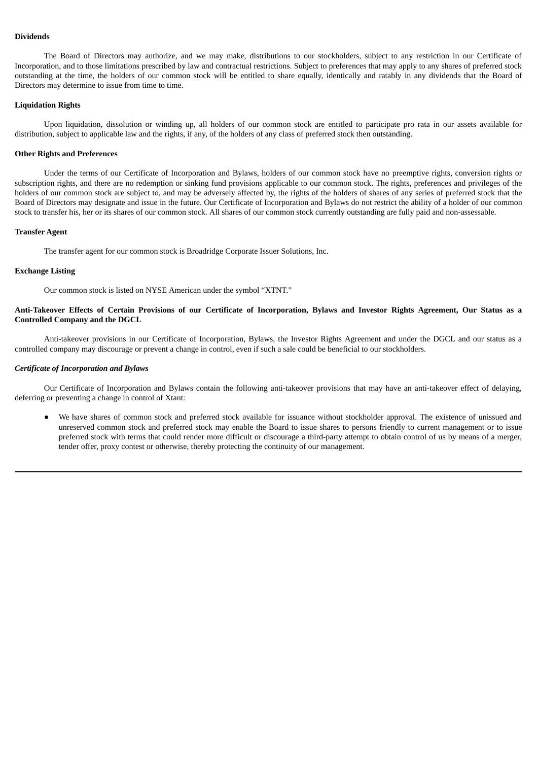**Dividends**

The Board of Directors may authorize, and we may make, distributions to our stockholders, subject to any restriction in our Certificate of Incorporation, and to those limitations prescribed by law and contractual restrictions. Subject to preferences that may apply to any shares of preferred stock outstanding at the time, the holders of our common stock will be entitled to share equally, identically and ratably in any dividends that the Board of Directors may determine to issue from time to time.

**Liquidation Rights**

Upon liquidation, dissolution or winding up, all holders of our common stock are entitled to participate pro rata in our assets available for distribution, subject to applicable law and the rights, if any, of the holders of any class of preferred stock then outstanding.

**Other Rights and Preferences**

Under the terms of our Certificate of Incorporation and Bylaws, holders of our common stock have no preemptive rights, conversion rights or subscription rights, and there are no redemption or sinking fund provisions applicable to our common stock. The rights, preferences and privileges of the holders of our common stock are subject to, and may be adversely affected by, the rights of the holders of shares of any series of preferred stock that the Board of Directors may designate and issue in the future. Our Certificate of Incorporation and Bylaws do not restrict the ability of a holder of our common stock to transfer his, her or its shares of our common stock. All shares of our common stock currently outstanding are fully paid and non-assessable.

**Transfer Agent**

The transfer agent for our common stock is Broadridge Corporate Issuer Solutions, Inc.

**Exchange Listing**

Our common stock is listed on NYSE American under the symbol "XTNT."

**Anti-Takeover Effects of Certain Provisions of our Certificate of Incorporation, Bylaws and Investor Rights Agreement, Our Status as a Controlled Company and the DGCL**

Anti-takeover provisions in our Certificate of Incorporation, Bylaws, the Investor Rights Agreement and under the DGCL and our status as a controlled company may discourage or prevent a change in control, even if such a sale could be beneficial to our stockholders.

***Certificate of Incorporation and Bylaws***

Our Certificate of Incorporation and Bylaws contain the following anti-takeover provisions that may have an anti-takeover effect of delaying, deferring or preventing a change in control of Xtant:

- We have shares of common stock and preferred stock available for issuance without stockholder approval. The existence of unissued and unreserved common stock and preferred stock may enable the Board to issue shares to persons friendly to current management or to issue preferred stock with terms that could render more difficult or discourage a third-party attempt to obtain control of us by means of a merger, tender offer, proxy contest or otherwise, thereby protecting the continuity of our management.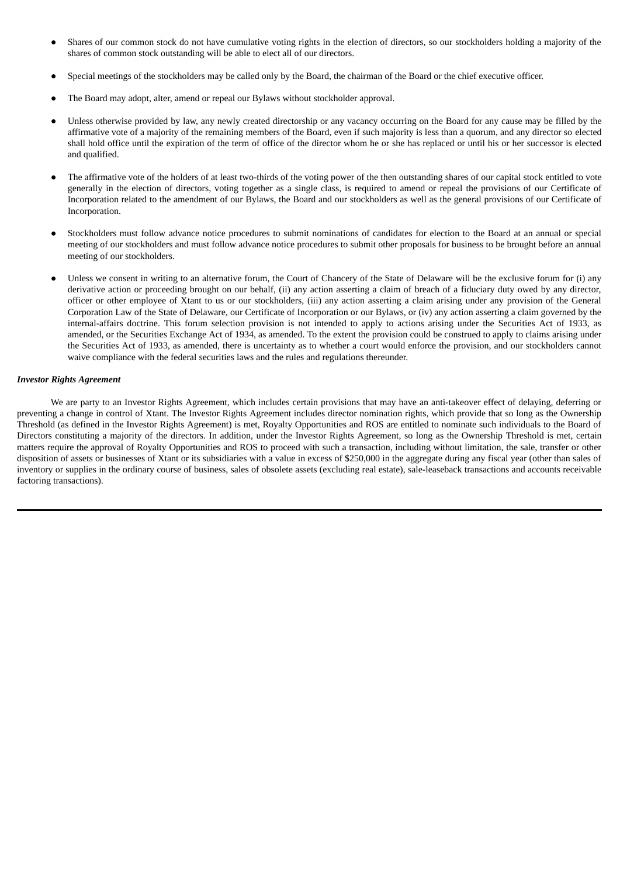- Shares of our common stock do not have cumulative voting rights in the election of directors, so our stockholders holding a majority of the shares of common stock outstanding will be able to elect all of our directors.

- Special meetings of the stockholders may be called only by the Board, the chairman of the Board or the chief executive officer.

- The Board may adopt, alter, amend or repeal our Bylaws without stockholder approval.

- Unless otherwise provided by law, any newly created directorship or any vacancy occurring on the Board for any cause may be filled by the affirmative vote of a majority of the remaining members of the Board, even if such majority is less than a quorum, and any director so elected shall hold office until the expiration of the term of office of the director whom he or she has replaced or until his or her successor is elected and qualified.

- The affirmative vote of the holders of at least two-thirds of the voting power of the then outstanding shares of our capital stock entitled to vote generally in the election of directors, voting together as a single class, is required to amend or repeal the provisions of our Certificate of Incorporation related to the amendment of our Bylaws, the Board and our stockholders as well as the general provisions of our Certificate of Incorporation.

- Stockholders must follow advance notice procedures to submit nominations of candidates for election to the Board at an annual or special meeting of our stockholders and must follow advance notice procedures to submit other proposals for business to be brought before an annual meeting of our stockholders.

- Unless we consent in writing to an alternative forum, the Court of Chancery of the State of Delaware will be the exclusive forum for (i) any derivative action or proceeding brought on our behalf, (ii) any action asserting a claim of breach of a fiduciary duty owed by any director, officer or other employee of Xtant to us or our stockholders, (iii) any action asserting a claim arising under any provision of the General Corporation Law of the State of Delaware, our Certificate of Incorporation or our Bylaws, or (iv) any action asserting a claim governed by the internal-affairs doctrine. This forum selection provision is not intended to apply to actions arising under the Securities Act of 1933, as amended, or the Securities Exchange Act of 1934, as amended. To the extent the provision could be construed to apply to claims arising under the Securities Act of 1933, as amended, there is uncertainty as to whether a court would enforce the provision, and our stockholders cannot waive compliance with the federal securities laws and the rules and regulations thereunder.

***Investor Rights Agreement***

We are party to an Investor Rights Agreement, which includes certain provisions that may have an anti-takeover effect of delaying, deferring or preventing a change in control of Xtant. The Investor Rights Agreement includes director nomination rights, which provide that so long as the Ownership Threshold (as defined in the Investor Rights Agreement) is met, Royalty Opportunities and ROS are entitled to nominate such individuals to the Board of Directors constituting a majority of the directors. In addition, under the Investor Rights Agreement, so long as the Ownership Threshold is met, certain matters require the approval of Royalty Opportunities and ROS to proceed with such a transaction, including without limitation, the sale, transfer or other disposition of assets or businesses of Xtant or its subsidiaries with a value in excess of $250,000 in the aggregate during any fiscal year (other than sales of inventory or supplies in the ordinary course of business, sales of obsolete assets (excluding real estate), sale-leaseback transactions and accounts receivable factoring transactions).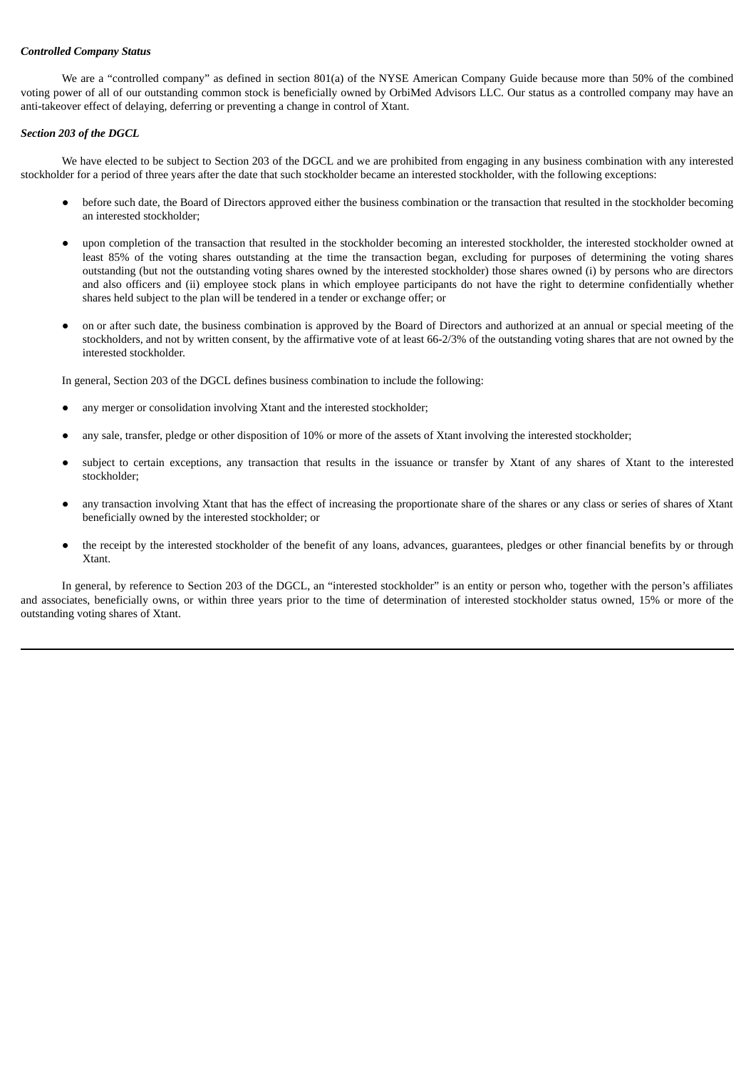***Controlled Company Status***

We are a "controlled company" as defined in section 801(a) of the NYSE American Company Guide because more than 50% of the combined voting power of all of our outstanding common stock is beneficially owned by OrbiMed Advisors LLC. Our status as a controlled company may have an anti-takeover effect of delaying, deferring or preventing a change in control of Xtant.

***Section 203 of the DGCL***

We have elected to be subject to Section 203 of the DGCL and we are prohibited from engaging in any business combination with any interested stockholder for a period of three years after the date that such stockholder became an interested stockholder, with the following exceptions:

- before such date, the Board of Directors approved either the business combination or the transaction that resulted in the stockholder becoming an interested stockholder;
- upon completion of the transaction that resulted in the stockholder becoming an interested stockholder, the interested stockholder owned at least 85% of the voting shares outstanding at the time the transaction began, excluding for purposes of determining the voting shares outstanding (but not the outstanding voting shares owned by the interested stockholder) those shares owned (i) by persons who are directors and also officers and (ii) employee stock plans in which employee participants do not have the right to determine confidentially whether shares held subject to the plan will be tendered in a tender or exchange offer; or
- on or after such date, the business combination is approved by the Board of Directors and authorized at an annual or special meeting of the stockholders, and not by written consent, by the affirmative vote of at least 66-2/3% of the outstanding voting shares that are not owned by the interested stockholder.

In general, Section 203 of the DGCL defines business combination to include the following:

- any merger or consolidation involving Xtant and the interested stockholder;
- any sale, transfer, pledge or other disposition of 10% or more of the assets of Xtant involving the interested stockholder;
- subject to certain exceptions, any transaction that results in the issuance or transfer by Xtant of any shares of Xtant to the interested stockholder;
- any transaction involving Xtant that has the effect of increasing the proportionate share of the shares or any class or series of shares of Xtant beneficially owned by the interested stockholder; or
- the receipt by the interested stockholder of the benefit of any loans, advances, guarantees, pledges or other financial benefits by or through Xtant.

In general, by reference to Section 203 of the DGCL, an "interested stockholder" is an entity or person who, together with the person's affiliates and associates, beneficially owns, or within three years prior to the time of determination of interested stockholder status owned, 15% or more of the outstanding voting shares of Xtant.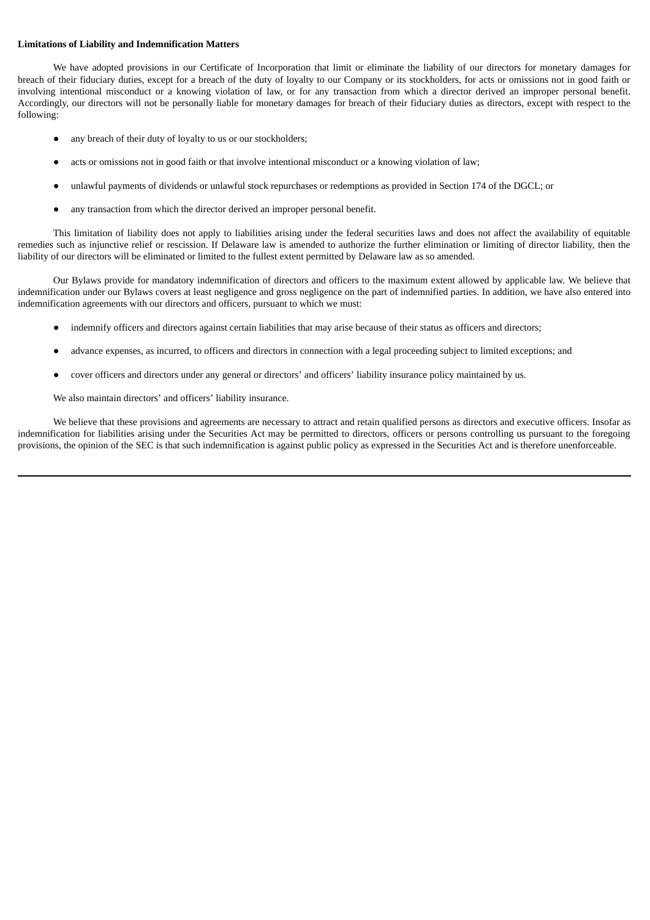**Limitations of Liability and Indemnification Matters**

We have adopted provisions in our Certificate of Incorporation that limit or eliminate the liability of our directors for monetary damages for breach of their fiduciary duties, except for a breach of the duty of loyalty to our Company or its stockholders, for acts or omissions not in good faith or involving intentional misconduct or a knowing violation of law, or for any transaction from which a director derived an improper personal benefit. Accordingly, our directors will not be personally liable for monetary damages for breach of their fiduciary duties as directors, except with respect to the following:

- any breach of their duty of loyalty to us or our stockholders;
- acts or omissions not in good faith or that involve intentional misconduct or a knowing violation of law;
- unlawful payments of dividends or unlawful stock repurchases or redemptions as provided in Section 174 of the DGCL; or
- any transaction from which the director derived an improper personal benefit.

This limitation of liability does not apply to liabilities arising under the federal securities laws and does not affect the availability of equitable remedies such as injunctive relief or rescission. If Delaware law is amended to authorize the further elimination or limiting of director liability, then the liability of our directors will be eliminated or limited to the fullest extent permitted by Delaware law as so amended.

Our Bylaws provide for mandatory indemnification of directors and officers to the maximum extent allowed by applicable law. We believe that indemnification under our Bylaws covers at least negligence and gross negligence on the part of indemnified parties. In addition, we have also entered into indemnification agreements with our directors and officers, pursuant to which we must:

- indemnify officers and directors against certain liabilities that may arise because of their status as officers and directors;
- advance expenses, as incurred, to officers and directors in connection with a legal proceeding subject to limited exceptions; and
- cover officers and directors under any general or directors' and officers' liability insurance policy maintained by us.

We also maintain directors' and officers' liability insurance.

We believe that these provisions and agreements are necessary to attract and retain qualified persons as directors and executive officers. Insofar as indemnification for liabilities arising under the Securities Act may be permitted to directors, officers or persons controlling us pursuant to the foregoing provisions, the opinion of the SEC is that such indemnification is against public policy as expressed in the Securities Act and is therefore unenforceable.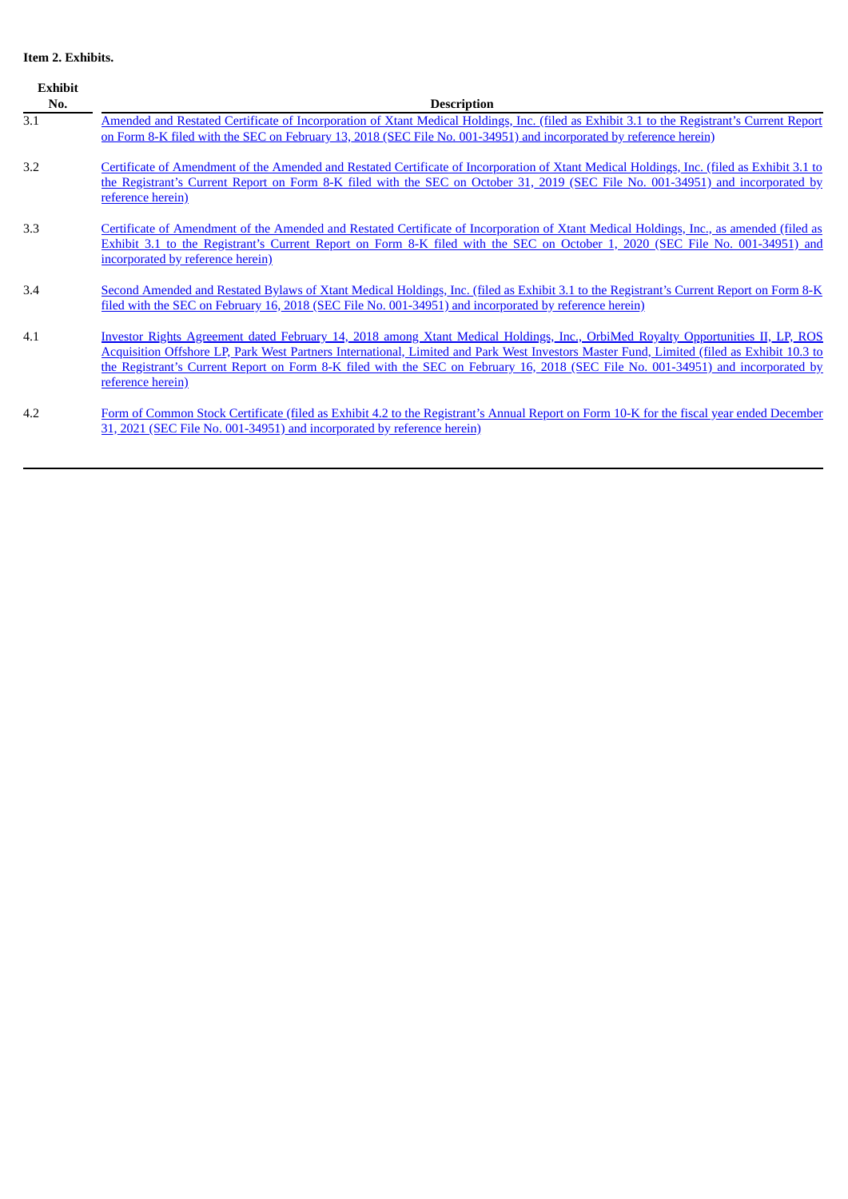**Item 2. Exhibits.**

| Exhibit No. | Description |
| --- | --- |
| 3.1 | Amended and Restated Certificate of Incorporation of Xtant Medical Holdings, Inc. (filed as Exhibit 3.1 to the Registrant's Current Report on Form 8-K filed with the SEC on February 13, 2018 (SEC File No. 001-34951) and incorporated by reference herein) |
| 3.2 | Certificate of Amendment of the Amended and Restated Certificate of Incorporation of Xtant Medical Holdings, Inc. (filed as Exhibit 3.1 to the Registrant's Current Report on Form 8-K filed with the SEC on October 31, 2019 (SEC File No. 001-34951) and incorporated by reference herein) |
| 3.3 | Certificate of Amendment of the Amended and Restated Certificate of Incorporation of Xtant Medical Holdings, Inc., as amended (filed as Exhibit 3.1 to the Registrant's Current Report on Form 8-K filed with the SEC on October 1, 2020 (SEC File No. 001-34951) and incorporated by reference herein) |
| 3.4 | Second Amended and Restated Bylaws of Xtant Medical Holdings, Inc. (filed as Exhibit 3.1 to the Registrant's Current Report on Form 8-K filed with the SEC on February 16, 2018 (SEC File No. 001-34951) and incorporated by reference herein) |
| 4.1 | Investor Rights Agreement dated February 14, 2018 among Xtant Medical Holdings, Inc., OrbiMed Royalty Opportunities II, LP, ROS Acquisition Offshore LP, Park West Partners International, Limited and Park West Investors Master Fund, Limited (filed as Exhibit 10.3 to the Registrant's Current Report on Form 8-K filed with the SEC on February 16, 2018 (SEC File No. 001-34951) and incorporated by reference herein) |
| 4.2 | Form of Common Stock Certificate (filed as Exhibit 4.2 to the Registrant's Annual Report on Form 10-K for the fiscal year ended December 31, 2021 (SEC File No. 001-34951) and incorporated by reference herein) |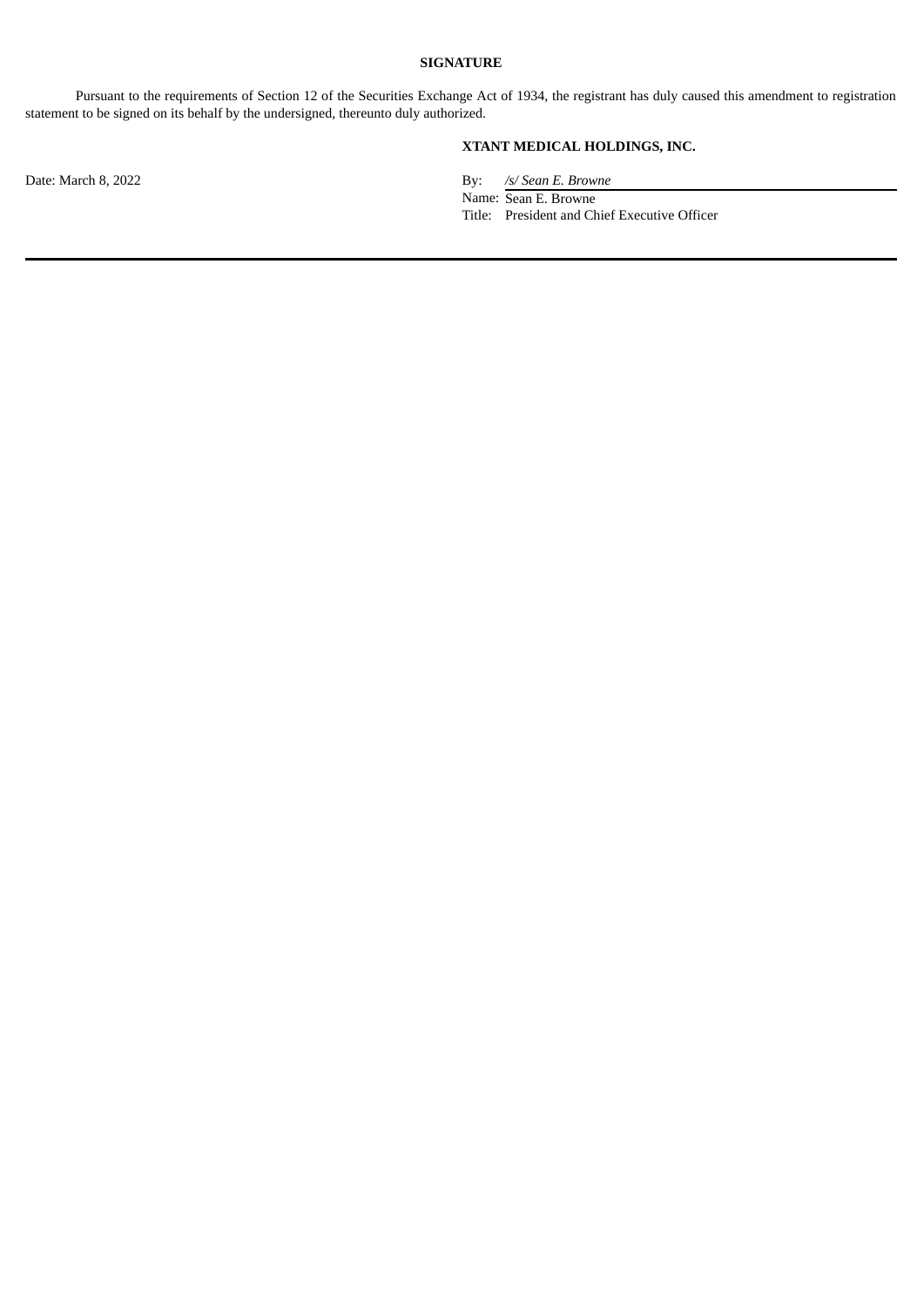**SIGNATURE**

Pursuant to the requirements of Section 12 of the Securities Exchange Act of 1934, the registrant has duly caused this amendment to registration statement to be signed on its behalf by the undersigned, thereunto duly authorized.

**XTANT MEDICAL HOLDINGS, INC.**

Date: March 8, 2022

By: */s/ Sean E. Browne*
Name: Sean E. Browne
Title: President and Chief Executive Officer